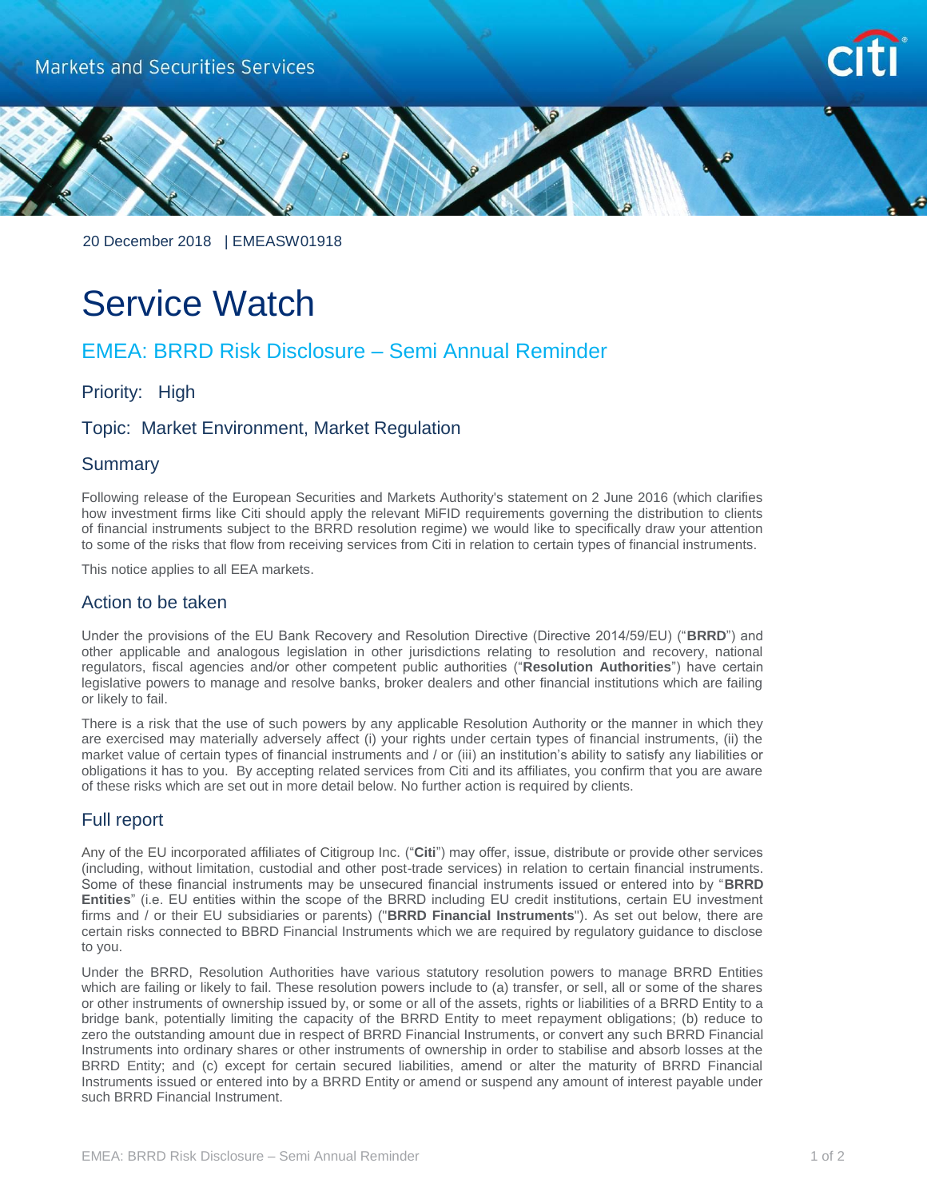Markets and Securities Services

20 December 2018 | EMEASW01918

# Service Watch

## EMEA: BRRD Risk Disclosure – Semi Annual Reminder

Priority: High

Topic: Market Environment, Market Regulation

### Summary

Following release of the European Securities and Markets Authority's statement on 2 June 2016 (which clarifies how investment firms like Citi should apply the relevant MiFID requirements governing the distribution to clients of financial instruments subject to the BRRD resolution regime) we would like to specifically draw your attention to some of the risks that flow from receiving services from Citi in relation to certain types of financial instruments.

This notice applies to all EEA markets.

### Action to be taken

Under the provisions of the EU Bank Recovery and Resolution Directive (Directive 2014/59/EU) ("**BRRD**") and other applicable and analogous legislation in other jurisdictions relating to resolution and recovery, national regulators, fiscal agencies and/or other competent public authorities ("**Resolution Authorities**") have certain legislative powers to manage and resolve banks, broker dealers and other financial institutions which are failing or likely to fail.

There is a risk that the use of such powers by any applicable Resolution Authority or the manner in which they are exercised may materially adversely affect (i) your rights under certain types of financial instruments, (ii) the market value of certain types of financial instruments and / or (iii) an institution's ability to satisfy any liabilities or obligations it has to you. By accepting related services from Citi and its affiliates, you confirm that you are aware of these risks which are set out in more detail below. No further action is required by clients.

### Full report

Any of the EU incorporated affiliates of Citigroup Inc. ("**Citi**") may offer, issue, distribute or provide other services (including, without limitation, custodial and other post-trade services) in relation to certain financial instruments. Some of these financial instruments may be unsecured financial instruments issued or entered into by "**BRRD Entities**" (i.e. EU entities within the scope of the BRRD including EU credit institutions, certain EU investment firms and / or their EU subsidiaries or parents) ("**BRRD Financial Instruments**"). As set out below, there are certain risks connected to BBRD Financial Instruments which we are required by regulatory guidance to disclose to you.

Under the BRRD, Resolution Authorities have various statutory resolution powers to manage BRRD Entities which are failing or likely to fail. These resolution powers include to (a) transfer, or sell, all or some of the shares or other instruments of ownership issued by, or some or all of the assets, rights or liabilities of a BRRD Entity to a bridge bank, potentially limiting the capacity of the BRRD Entity to meet repayment obligations; (b) reduce to zero the outstanding amount due in respect of BRRD Financial Instruments, or convert any such BRRD Financial Instruments into ordinary shares or other instruments of ownership in order to stabilise and absorb losses at the BRRD Entity; and (c) except for certain secured liabilities, amend or alter the maturity of BRRD Financial Instruments issued or entered into by a BRRD Entity or amend or suspend any amount of interest payable under such BRRD Financial Instrument.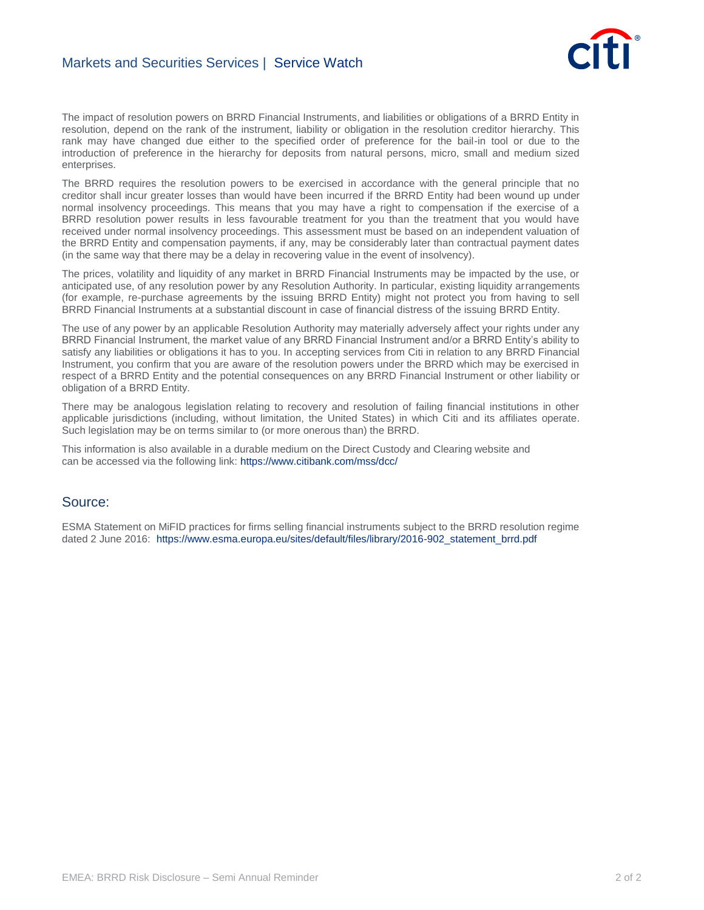The impact of resolution powers on BRRD Financial Instruments, and liabilities or obligations of a BRRD Entity in resolution, depend on the rank of the instrument, liability or obligation in the resolution creditor hierarchy. This rank may have changed due either to the specified order of preference for the bail-in tool or due to the introduction of preference in the hierarchy for deposits from natural persons, micro, small and medium sized enterprises.

The BRRD requires the resolution powers to be exercised in accordance with the general principle that no creditor shall incur greater losses than would have been incurred if the BRRD Entity had been wound up under normal insolvency proceedings. This means that you may have a right to compensation if the exercise of a BRRD resolution power results in less favourable treatment for you than the treatment that you would have received under normal insolvency proceedings. This assessment must be based on an independent valuation of the BRRD Entity and compensation payments, if any, may be considerably later than contractual payment dates (in the same way that there may be a delay in recovering value in the event of insolvency).

The prices, volatility and liquidity of any market in BRRD Financial Instruments may be impacted by the use, or anticipated use, of any resolution power by any Resolution Authority. In particular, existing liquidity arrangements (for example, re-purchase agreements by the issuing BRRD Entity) might not protect you from having to sell BRRD Financial Instruments at a substantial discount in case of financial distress of the issuing BRRD Entity.

The use of any power by an applicable Resolution Authority may materially adversely affect your rights under any BRRD Financial Instrument, the market value of any BRRD Financial Instrument and/or a BRRD Entity's ability to satisfy any liabilities or obligations it has to you. In accepting services from Citi in relation to any BRRD Financial Instrument, you confirm that you are aware of the resolution powers under the BRRD which may be exercised in respect of a BRRD Entity and the potential consequences on any BRRD Financial Instrument or other liability or obligation of a BRRD Entity.

There may be analogous legislation relating to recovery and resolution of failing financial institutions in other applicable jurisdictions (including, without limitation, the United States) in which Citi and its affiliates operate. Such legislation may be on terms similar to (or more onerous than) the BRRD.

This information is also available in a durable medium on the Direct Custody and Clearing website and can be accessed via the following link: https://www.citibank.com/mss/dcc/

## Source:

ESMA Statement on MiFID practices for firms selling financial instruments subject to the BRRD resolution regime dated 2 June 2016: https://www.esma.europa.eu/sites/default/files/library/2016-902_statement_brrd.pdf